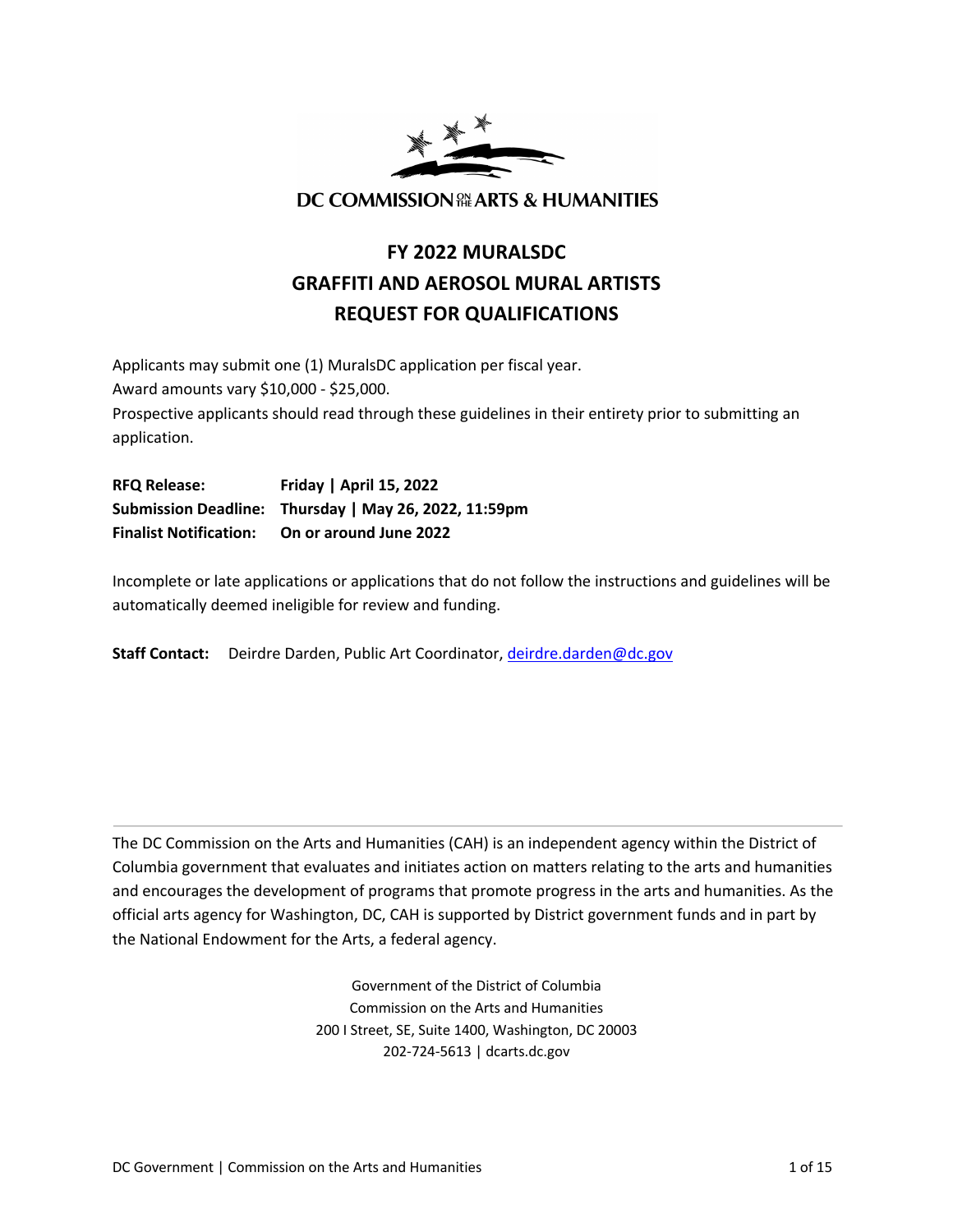DC COMMISSION ON THE ARTS & HUMANITIES

# FY 2022 MURALSDC GRAFFITI AND AEROSOL MURAL ARTISTS REQUEST FOR QUALIFICATIONS

Applicants may submit one (1) MuralsDC application per fiscal year.
Award amounts vary $10,000 - $25,000.
Prospective applicants should read through these guidelines in their entirety prior to submitting an application.

**RFQ Release:** **Friday | April 15, 2022**
**Submission Deadline:** **Thursday | May 26, 2022, 11:59pm**
**Finalist Notification:** **On or around June 2022**

Incomplete or late applications or applications that do not follow the instructions and guidelines will be automatically deemed ineligible for review and funding.

**Staff Contact:** Deirdre Darden, Public Art Coordinator, deirdre.darden@dc.gov

---

The DC Commission on the Arts and Humanities (CAH) is an independent agency within the District of Columbia government that evaluates and initiates action on matters relating to the arts and humanities and encourages the development of programs that promote progress in the arts and humanities. As the official arts agency for Washington, DC, CAH is supported by District government funds and in part by the National Endowment for the Arts, a federal agency.

Government of the District of Columbia
Commission on the Arts and Humanities
200 I Street, SE, Suite 1400, Washington, DC 20003
202-724-5613 | dcarts.dc.gov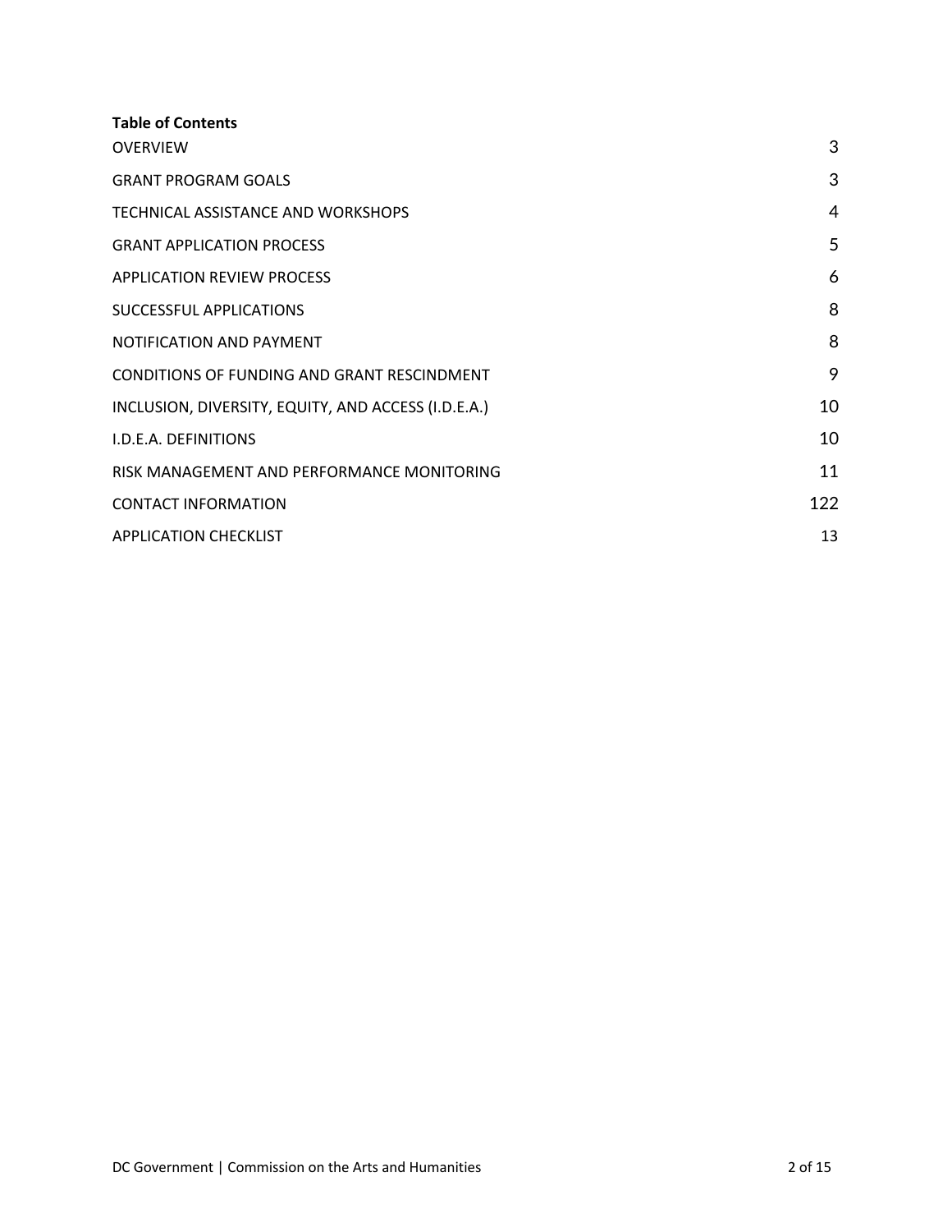**Table of Contents**

| | |
|---|---|
| OVERVIEW | 3 |
| GRANT PROGRAM GOALS | 3 |
| TECHNICAL ASSISTANCE AND WORKSHOPS | 4 |
| GRANT APPLICATION PROCESS | 5 |
| APPLICATION REVIEW PROCESS | 6 |
| SUCCESSFUL APPLICATIONS | 8 |
| NOTIFICATION AND PAYMENT | 8 |
| CONDITIONS OF FUNDING AND GRANT RESCINDMENT | 9 |
| INCLUSION, DIVERSITY, EQUITY, AND ACCESS (I.D.E.A.) | 10 |
| I.D.E.A. DEFINITIONS | 10 |
| RISK MANAGEMENT AND PERFORMANCE MONITORING | 11 |
| CONTACT INFORMATION | 122 |
| APPLICATION CHECKLIST | 13 |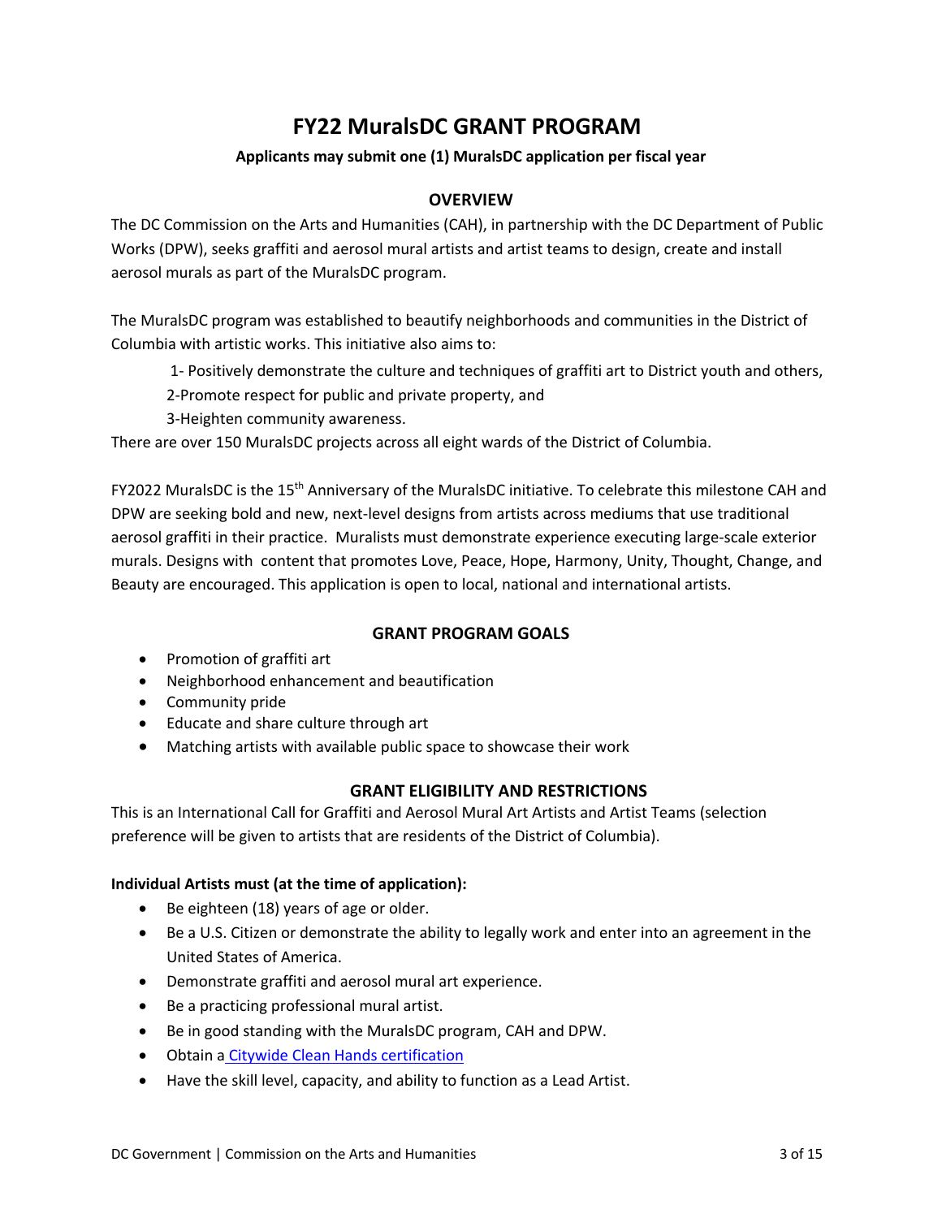# FY22 MuralsDC GRANT PROGRAM

**Applicants may submit one (1) MuralsDC application per fiscal year**

## OVERVIEW

The DC Commission on the Arts and Humanities (CAH), in partnership with the DC Department of Public Works (DPW), seeks graffiti and aerosol mural artists and artist teams to design, create and install aerosol murals as part of the MuralsDC program.

The MuralsDC program was established to beautify neighborhoods and communities in the District of Columbia with artistic works. This initiative also aims to:

1- Positively demonstrate the culture and techniques of graffiti art to District youth and others,
2-Promote respect for public and private property, and
3-Heighten community awareness.

There are over 150 MuralsDC projects across all eight wards of the District of Columbia.

FY2022 MuralsDC is the 15th Anniversary of the MuralsDC initiative. To celebrate this milestone CAH and DPW are seeking bold and new, next-level designs from artists across mediums that use traditional aerosol graffiti in their practice. Muralists must demonstrate experience executing large-scale exterior murals. Designs with content that promotes Love, Peace, Hope, Harmony, Unity, Thought, Change, and Beauty are encouraged. This application is open to local, national and international artists.

## GRANT PROGRAM GOALS

- Promotion of graffiti art
- Neighborhood enhancement and beautification
- Community pride
- Educate and share culture through art
- Matching artists with available public space to showcase their work

## GRANT ELIGIBILITY AND RESTRICTIONS

This is an International Call for Graffiti and Aerosol Mural Art Artists and Artist Teams (selection preference will be given to artists that are residents of the District of Columbia).

**Individual Artists must (at the time of application):**

- Be eighteen (18) years of age or older.
- Be a U.S. Citizen or demonstrate the ability to legally work and enter into an agreement in the United States of America.
- Demonstrate graffiti and aerosol mural art experience.
- Be a practicing professional mural artist.
- Be in good standing with the MuralsDC program, CAH and DPW.
- Obtain a Citywide Clean Hands certification
- Have the skill level, capacity, and ability to function as a Lead Artist.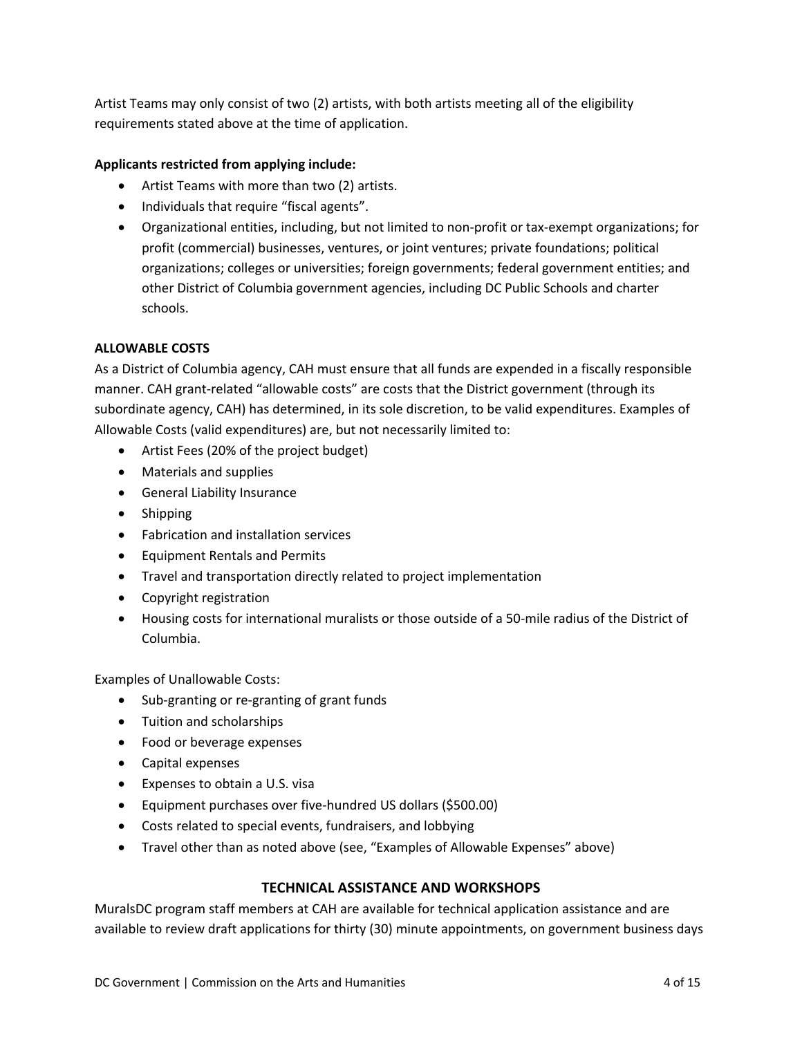Artist Teams may only consist of two (2) artists, with both artists meeting all of the eligibility requirements stated above at the time of application.

**Applicants restricted from applying include:**

- Artist Teams with more than two (2) artists.
- Individuals that require "fiscal agents".
- Organizational entities, including, but not limited to non-profit or tax-exempt organizations; for profit (commercial) businesses, ventures, or joint ventures; private foundations; political organizations; colleges or universities; foreign governments; federal government entities; and other District of Columbia government agencies, including DC Public Schools and charter schools.

**ALLOWABLE COSTS**

As a District of Columbia agency, CAH must ensure that all funds are expended in a fiscally responsible manner. CAH grant-related "allowable costs" are costs that the District government (through its subordinate agency, CAH) has determined, in its sole discretion, to be valid expenditures. Examples of Allowable Costs (valid expenditures) are, but not necessarily limited to:

- Artist Fees (20% of the project budget)
- Materials and supplies
- General Liability Insurance
- Shipping
- Fabrication and installation services
- Equipment Rentals and Permits
- Travel and transportation directly related to project implementation
- Copyright registration
- Housing costs for international muralists or those outside of a 50-mile radius of the District of Columbia.

Examples of Unallowable Costs:

- Sub-granting or re-granting of grant funds
- Tuition and scholarships
- Food or beverage expenses
- Capital expenses
- Expenses to obtain a U.S. visa
- Equipment purchases over five-hundred US dollars ($500.00)
- Costs related to special events, fundraisers, and lobbying
- Travel other than as noted above (see, "Examples of Allowable Expenses" above)

## TECHNICAL ASSISTANCE AND WORKSHOPS

MuralsDC program staff members at CAH are available for technical application assistance and are available to review draft applications for thirty (30) minute appointments, on government business days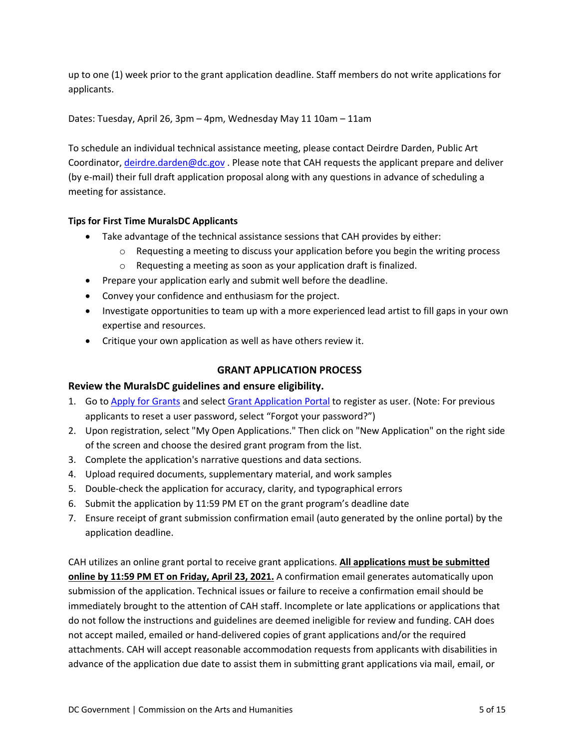up to one (1) week prior to the grant application deadline. Staff members do not write applications for applicants.

Dates: Tuesday, April 26, 3pm – 4pm, Wednesday May 11 10am – 11am

To schedule an individual technical assistance meeting, please contact Deirdre Darden, Public Art Coordinator, deirdre.darden@dc.gov . Please note that CAH requests the applicant prepare and deliver (by e-mail) their full draft application proposal along with any questions in advance of scheduling a meeting for assistance.

**Tips for First Time MuralsDC Applicants**

- Take advantage of the technical assistance sessions that CAH provides by either:
  - Requesting a meeting to discuss your application before you begin the writing process
  - Requesting a meeting as soon as your application draft is finalized.
- Prepare your application early and submit well before the deadline.
- Convey your confidence and enthusiasm for the project.
- Investigate opportunities to team up with a more experienced lead artist to fill gaps in your own expertise and resources.
- Critique your own application as well as have others review it.

## GRANT APPLICATION PROCESS

### Review the MuralsDC guidelines and ensure eligibility.

1. Go to Apply for Grants and select Grant Application Portal to register as user. (Note: For previous applicants to reset a user password, select "Forgot your password?")
2. Upon registration, select "My Open Applications." Then click on "New Application" on the right side of the screen and choose the desired grant program from the list.
3. Complete the application's narrative questions and data sections.
4. Upload required documents, supplementary material, and work samples
5. Double-check the application for accuracy, clarity, and typographical errors
6. Submit the application by 11:59 PM ET on the grant program's deadline date
7. Ensure receipt of grant submission confirmation email (auto generated by the online portal) by the application deadline.

CAH utilizes an online grant portal to receive grant applications. **All applications must be submitted online by 11:59 PM ET on Friday, April 23, 2021.** A confirmation email generates automatically upon submission of the application. Technical issues or failure to receive a confirmation email should be immediately brought to the attention of CAH staff. Incomplete or late applications or applications that do not follow the instructions and guidelines are deemed ineligible for review and funding. CAH does not accept mailed, emailed or hand-delivered copies of grant applications and/or the required attachments. CAH will accept reasonable accommodation requests from applicants with disabilities in advance of the application due date to assist them in submitting grant applications via mail, email, or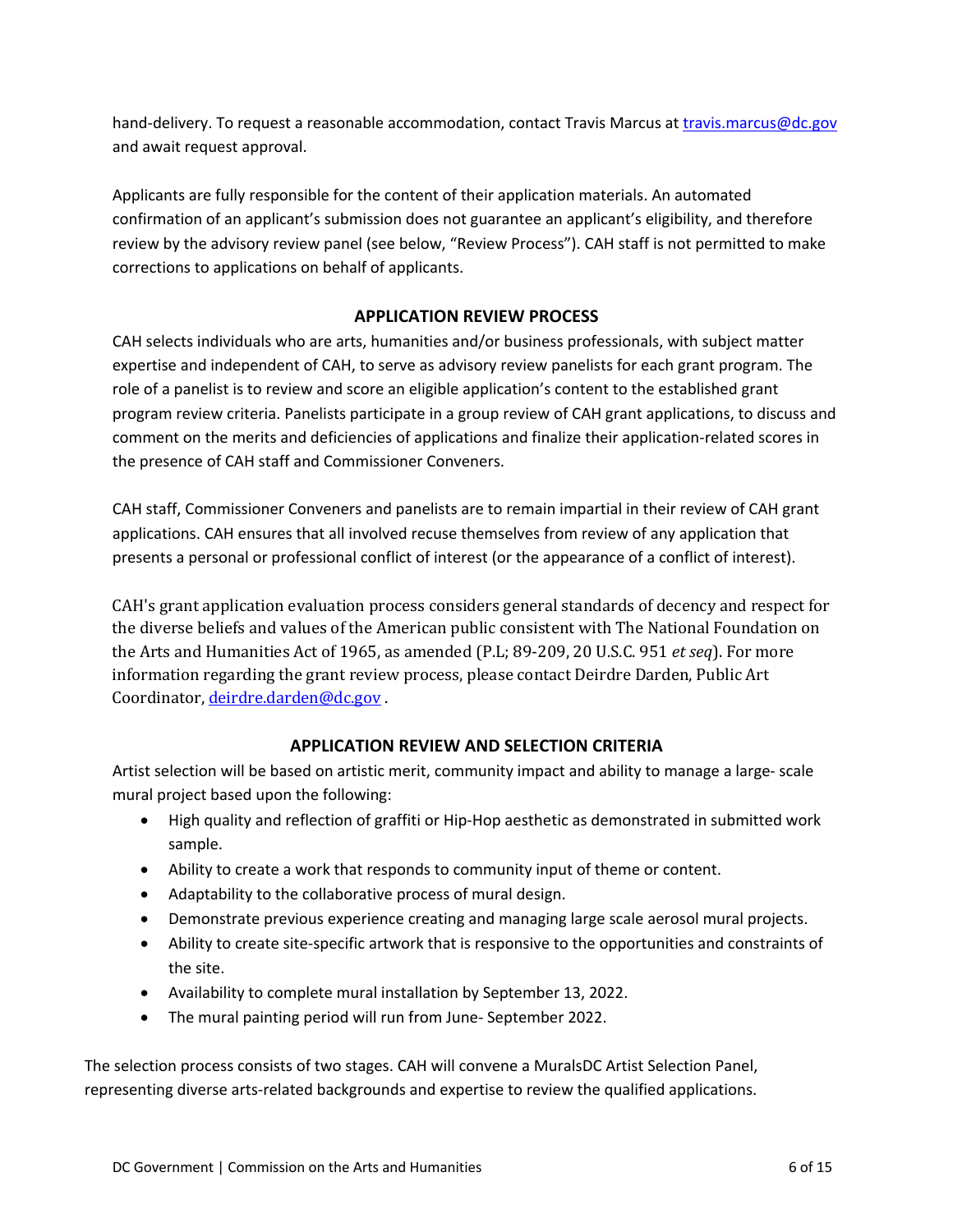hand-delivery. To request a reasonable accommodation, contact Travis Marcus at [travis.marcus@dc.gov](mailto:travis.marcus@dc.gov) and await request approval.

Applicants are fully responsible for the content of their application materials. An automated confirmation of an applicant's submission does not guarantee an applicant's eligibility, and therefore review by the advisory review panel (see below, "Review Process"). CAH staff is not permitted to make corrections to applications on behalf of applicants.

## APPLICATION REVIEW PROCESS

CAH selects individuals who are arts, humanities and/or business professionals, with subject matter expertise and independent of CAH, to serve as advisory review panelists for each grant program. The role of a panelist is to review and score an eligible application's content to the established grant program review criteria. Panelists participate in a group review of CAH grant applications, to discuss and comment on the merits and deficiencies of applications and finalize their application-related scores in the presence of CAH staff and Commissioner Conveners.

CAH staff, Commissioner Conveners and panelists are to remain impartial in their review of CAH grant applications. CAH ensures that all involved recuse themselves from review of any application that presents a personal or professional conflict of interest (or the appearance of a conflict of interest).

CAH's grant application evaluation process considers general standards of decency and respect for the diverse beliefs and values of the American public consistent with The National Foundation on the Arts and Humanities Act of 1965, as amended (P.L; 89-209, 20 U.S.C. 951 *et seq*). For more information regarding the grant review process, please contact Deirdre Darden, Public Art Coordinator, [deirdre.darden@dc.gov](mailto:deirdre.darden@dc.gov) .

## APPLICATION REVIEW AND SELECTION CRITERIA

Artist selection will be based on artistic merit, community impact and ability to manage a large- scale mural project based upon the following:

- High quality and reflection of graffiti or Hip-Hop aesthetic as demonstrated in submitted work sample.
- Ability to create a work that responds to community input of theme or content.
- Adaptability to the collaborative process of mural design.
- Demonstrate previous experience creating and managing large scale aerosol mural projects.
- Ability to create site-specific artwork that is responsive to the opportunities and constraints of the site.
- Availability to complete mural installation by September 13, 2022.
- The mural painting period will run from June- September 2022.

The selection process consists of two stages. CAH will convene a MuralsDC Artist Selection Panel, representing diverse arts-related backgrounds and expertise to review the qualified applications.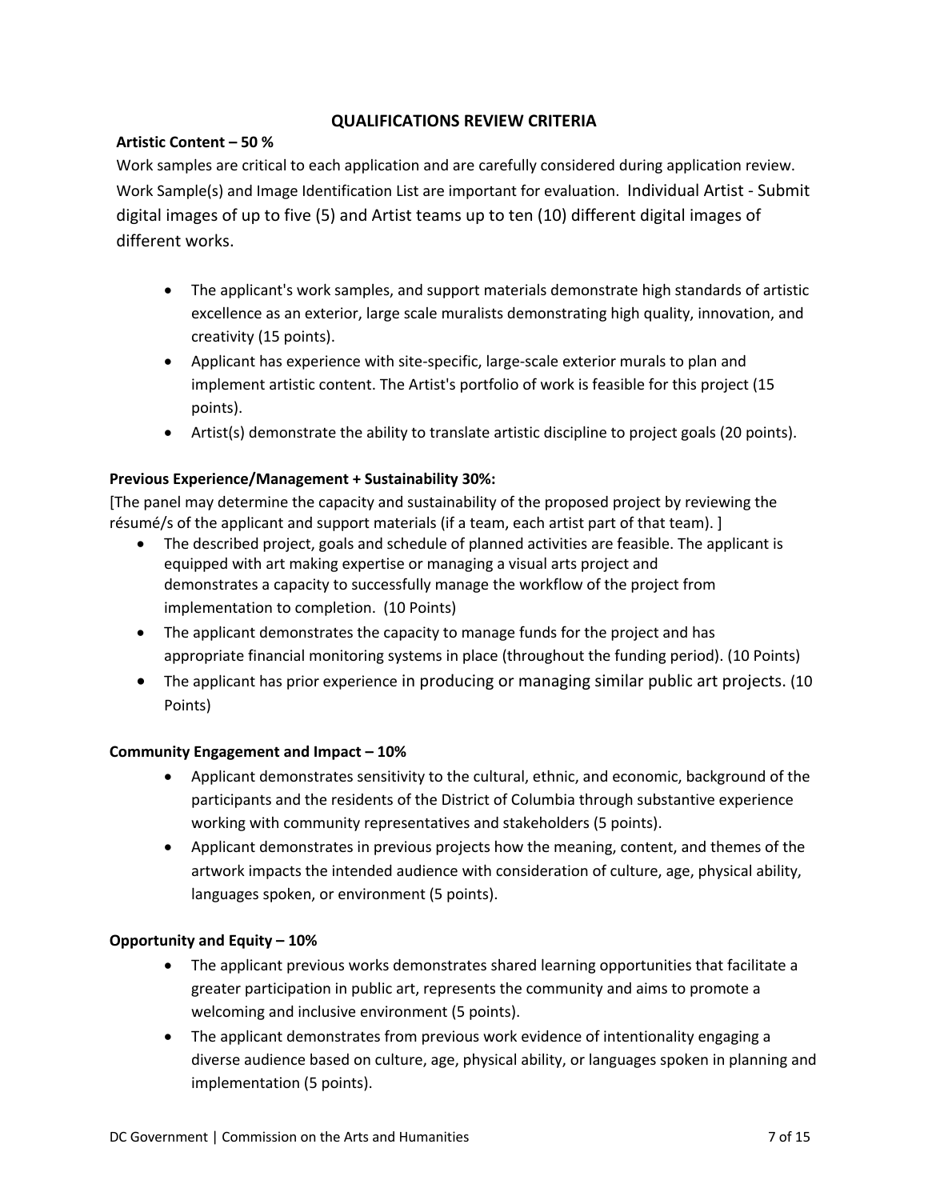## QUALIFICATIONS REVIEW CRITERIA

**Artistic Content – 50 %**

Work samples are critical to each application and are carefully considered during application review. Work Sample(s) and Image Identification List are important for evaluation. Individual Artist - Submit digital images of up to five (5) and Artist teams up to ten (10) different digital images of different works.

- The applicant's work samples, and support materials demonstrate high standards of artistic excellence as an exterior, large scale muralists demonstrating high quality, innovation, and creativity (15 points).
- Applicant has experience with site-specific, large-scale exterior murals to plan and implement artistic content. The Artist's portfolio of work is feasible for this project (15 points).
- Artist(s) demonstrate the ability to translate artistic discipline to project goals (20 points).

**Previous Experience/Management + Sustainability 30%:**

[The panel may determine the capacity and sustainability of the proposed project by reviewing the résumé/s of the applicant and support materials (if a team, each artist part of that team). ]

- The described project, goals and schedule of planned activities are feasible. The applicant is equipped with art making expertise or managing a visual arts project and demonstrates a capacity to successfully manage the workflow of the project from implementation to completion. (10 Points)
- The applicant demonstrates the capacity to manage funds for the project and has appropriate financial monitoring systems in place (throughout the funding period). (10 Points)
- The applicant has prior experience in producing or managing similar public art projects. (10 Points)

**Community Engagement and Impact – 10%**

- Applicant demonstrates sensitivity to the cultural, ethnic, and economic, background of the participants and the residents of the District of Columbia through substantive experience working with community representatives and stakeholders (5 points).
- Applicant demonstrates in previous projects how the meaning, content, and themes of the artwork impacts the intended audience with consideration of culture, age, physical ability, languages spoken, or environment (5 points).

**Opportunity and Equity – 10%**

- The applicant previous works demonstrates shared learning opportunities that facilitate a greater participation in public art, represents the community and aims to promote a welcoming and inclusive environment (5 points).
- The applicant demonstrates from previous work evidence of intentionality engaging a diverse audience based on culture, age, physical ability, or languages spoken in planning and implementation (5 points).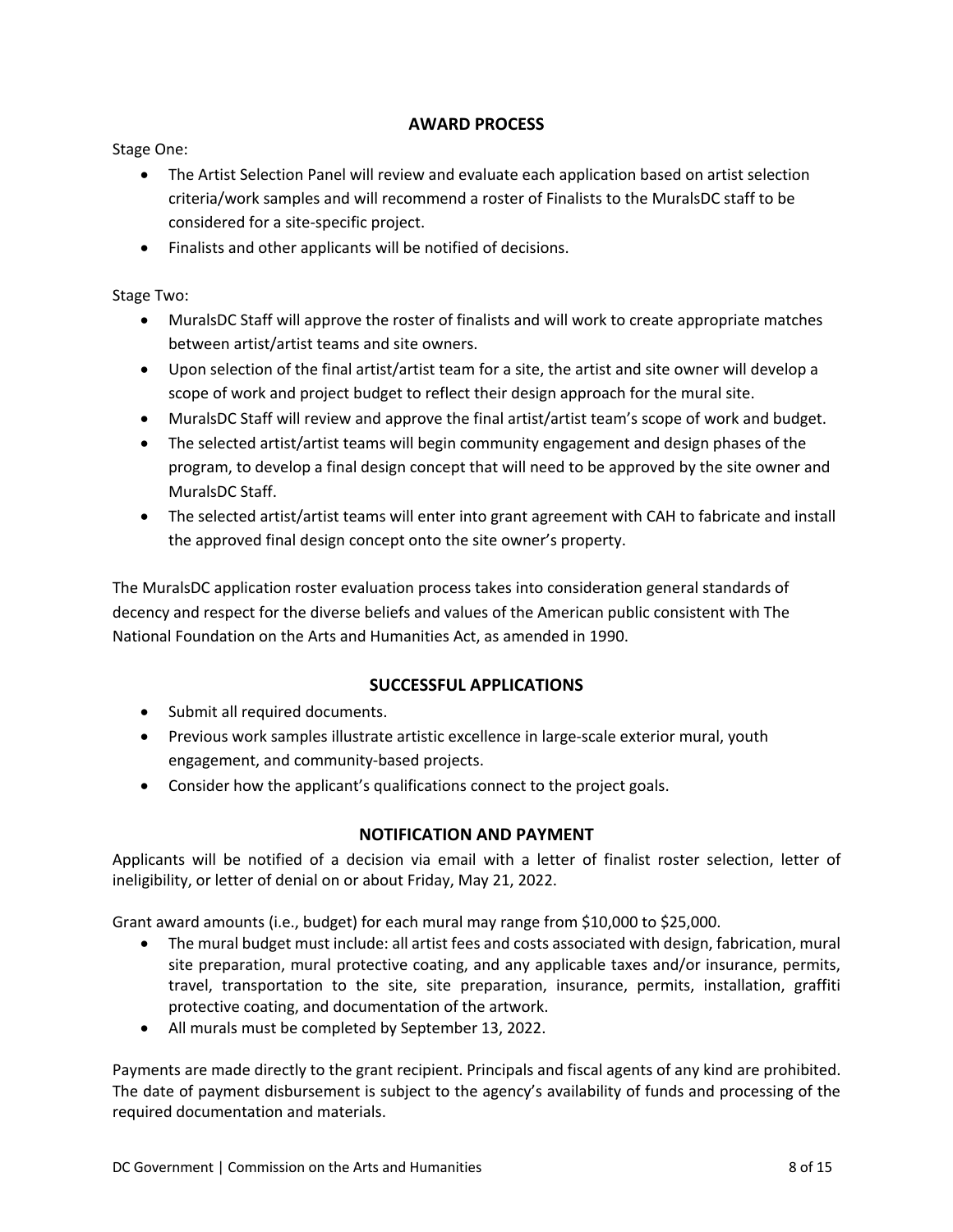## AWARD PROCESS

Stage One:

- The Artist Selection Panel will review and evaluate each application based on artist selection criteria/work samples and will recommend a roster of Finalists to the MuralsDC staff to be considered for a site-specific project.
- Finalists and other applicants will be notified of decisions.

Stage Two:

- MuralsDC Staff will approve the roster of finalists and will work to create appropriate matches between artist/artist teams and site owners.
- Upon selection of the final artist/artist team for a site, the artist and site owner will develop a scope of work and project budget to reflect their design approach for the mural site.
- MuralsDC Staff will review and approve the final artist/artist team's scope of work and budget.
- The selected artist/artist teams will begin community engagement and design phases of the program, to develop a final design concept that will need to be approved by the site owner and MuralsDC Staff.
- The selected artist/artist teams will enter into grant agreement with CAH to fabricate and install the approved final design concept onto the site owner's property.

The MuralsDC application roster evaluation process takes into consideration general standards of decency and respect for the diverse beliefs and values of the American public consistent with The National Foundation on the Arts and Humanities Act, as amended in 1990.

## SUCCESSFUL APPLICATIONS

- Submit all required documents.
- Previous work samples illustrate artistic excellence in large-scale exterior mural, youth engagement, and community-based projects.
- Consider how the applicant's qualifications connect to the project goals.

## NOTIFICATION AND PAYMENT

Applicants will be notified of a decision via email with a letter of finalist roster selection, letter of ineligibility, or letter of denial on or about Friday, May 21, 2022.

Grant award amounts (i.e., budget) for each mural may range from $10,000 to $25,000.

- The mural budget must include: all artist fees and costs associated with design, fabrication, mural site preparation, mural protective coating, and any applicable taxes and/or insurance, permits, travel, transportation to the site, site preparation, insurance, permits, installation, graffiti protective coating, and documentation of the artwork.
- All murals must be completed by September 13, 2022.

Payments are made directly to the grant recipient. Principals and fiscal agents of any kind are prohibited. The date of payment disbursement is subject to the agency's availability of funds and processing of the required documentation and materials.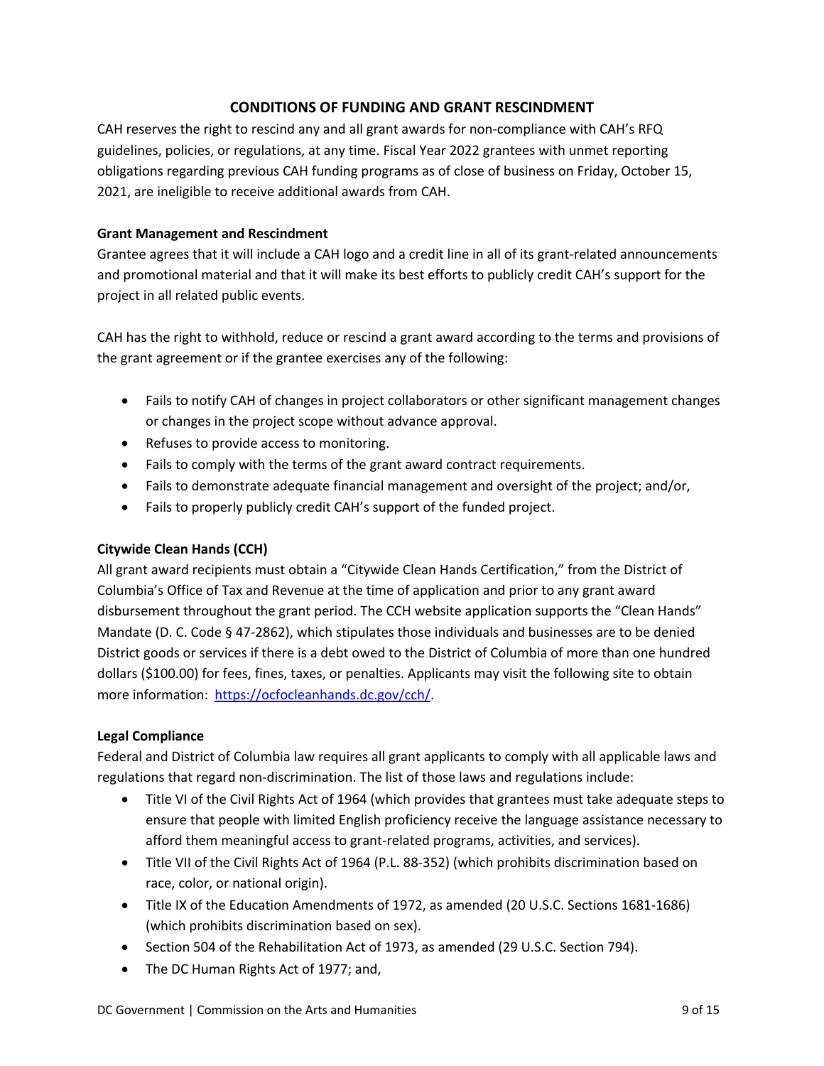## CONDITIONS OF FUNDING AND GRANT RESCINDMENT

CAH reserves the right to rescind any and all grant awards for non-compliance with CAH's RFQ guidelines, policies, or regulations, at any time. Fiscal Year 2022 grantees with unmet reporting obligations regarding previous CAH funding programs as of close of business on Friday, October 15, 2021, are ineligible to receive additional awards from CAH.

### Grant Management and Rescindment

Grantee agrees that it will include a CAH logo and a credit line in all of its grant-related announcements and promotional material and that it will make its best efforts to publicly credit CAH's support for the project in all related public events.

CAH has the right to withhold, reduce or rescind a grant award according to the terms and provisions of the grant agreement or if the grantee exercises any of the following:

- Fails to notify CAH of changes in project collaborators or other significant management changes or changes in the project scope without advance approval.
- Refuses to provide access to monitoring.
- Fails to comply with the terms of the grant award contract requirements.
- Fails to demonstrate adequate financial management and oversight of the project; and/or,
- Fails to properly publicly credit CAH's support of the funded project.

### Citywide Clean Hands (CCH)

All grant award recipients must obtain a "Citywide Clean Hands Certification," from the District of Columbia's Office of Tax and Revenue at the time of application and prior to any grant award disbursement throughout the grant period. The CCH website application supports the "Clean Hands" Mandate (D. C. Code § 47-2862), which stipulates those individuals and businesses are to be denied District goods or services if there is a debt owed to the District of Columbia of more than one hundred dollars ($100.00) for fees, fines, taxes, or penalties. Applicants may visit the following site to obtain more information: https://ocfocleanhands.dc.gov/cch/.

### Legal Compliance

Federal and District of Columbia law requires all grant applicants to comply with all applicable laws and regulations that regard non-discrimination. The list of those laws and regulations include:

- Title VI of the Civil Rights Act of 1964 (which provides that grantees must take adequate steps to ensure that people with limited English proficiency receive the language assistance necessary to afford them meaningful access to grant-related programs, activities, and services).
- Title VII of the Civil Rights Act of 1964 (P.L. 88-352) (which prohibits discrimination based on race, color, or national origin).
- Title IX of the Education Amendments of 1972, as amended (20 U.S.C. Sections 1681-1686) (which prohibits discrimination based on sex).
- Section 504 of the Rehabilitation Act of 1973, as amended (29 U.S.C. Section 794).
- The DC Human Rights Act of 1977; and,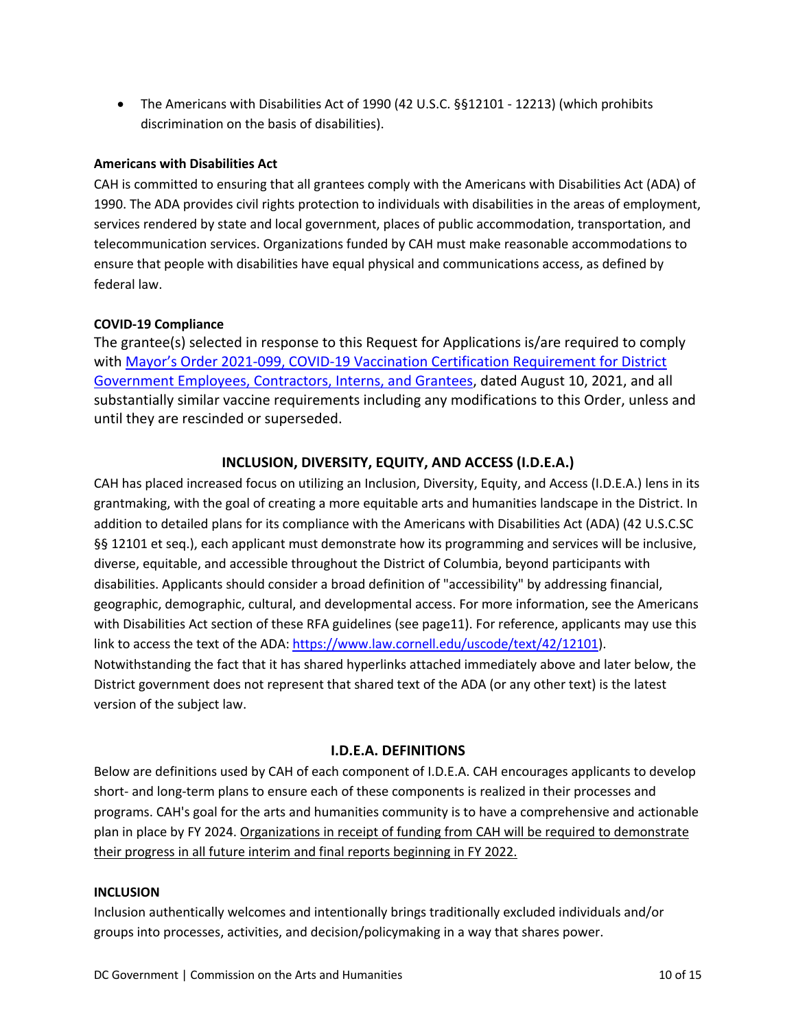- The Americans with Disabilities Act of 1990 (42 U.S.C. §§12101 - 12213) (which prohibits discrimination on the basis of disabilities).

**Americans with Disabilities Act**

CAH is committed to ensuring that all grantees comply with the Americans with Disabilities Act (ADA) of 1990. The ADA provides civil rights protection to individuals with disabilities in the areas of employment, services rendered by state and local government, places of public accommodation, transportation, and telecommunication services. Organizations funded by CAH must make reasonable accommodations to ensure that people with disabilities have equal physical and communications access, as defined by federal law.

**COVID-19 Compliance**

The grantee(s) selected in response to this Request for Applications is/are required to comply with [Mayor's Order 2021-099, COVID-19 Vaccination Certification Requirement for District Government Employees, Contractors, Interns, and Grantees](), dated August 10, 2021, and all substantially similar vaccine requirements including any modifications to this Order, unless and until they are rescinded or superseded.

## INCLUSION, DIVERSITY, EQUITY, AND ACCESS (I.D.E.A.)

CAH has placed increased focus on utilizing an Inclusion, Diversity, Equity, and Access (I.D.E.A.) lens in its grantmaking, with the goal of creating a more equitable arts and humanities landscape in the District. In addition to detailed plans for its compliance with the Americans with Disabilities Act (ADA) (42 U.S.C.SC §§ 12101 et seq.), each applicant must demonstrate how its programming and services will be inclusive, diverse, equitable, and accessible throughout the District of Columbia, beyond participants with disabilities. Applicants should consider a broad definition of "accessibility" by addressing financial, geographic, demographic, cultural, and developmental access. For more information, see the Americans with Disabilities Act section of these RFA guidelines (see page11). For reference, applicants may use this link to access the text of the ADA: https://www.law.cornell.edu/uscode/text/42/12101). Notwithstanding the fact that it has shared hyperlinks attached immediately above and later below, the District government does not represent that shared text of the ADA (or any other text) is the latest version of the subject law.

## I.D.E.A. DEFINITIONS

Below are definitions used by CAH of each component of I.D.E.A. CAH encourages applicants to develop short- and long-term plans to ensure each of these components is realized in their processes and programs. CAH's goal for the arts and humanities community is to have a comprehensive and actionable plan in place by FY 2024. <u>Organizations in receipt of funding from CAH will be required to demonstrate their progress in all future interim and final reports beginning in FY 2022.</u>

**INCLUSION**

Inclusion authentically welcomes and intentionally brings traditionally excluded individuals and/or groups into processes, activities, and decision/policymaking in a way that shares power.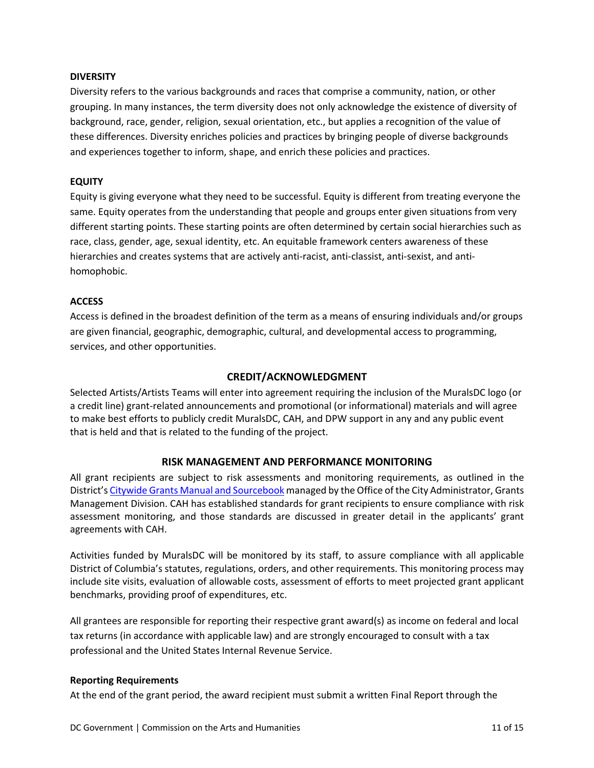**DIVERSITY**

Diversity refers to the various backgrounds and races that comprise a community, nation, or other grouping. In many instances, the term diversity does not only acknowledge the existence of diversity of background, race, gender, religion, sexual orientation, etc., but applies a recognition of the value of these differences. Diversity enriches policies and practices by bringing people of diverse backgrounds and experiences together to inform, shape, and enrich these policies and practices.

**EQUITY**

Equity is giving everyone what they need to be successful. Equity is different from treating everyone the same. Equity operates from the understanding that people and groups enter given situations from very different starting points. These starting points are often determined by certain social hierarchies such as race, class, gender, age, sexual identity, etc. An equitable framework centers awareness of these hierarchies and creates systems that are actively anti-racist, anti-classist, anti-sexist, and anti-homophobic.

**ACCESS**

Access is defined in the broadest definition of the term as a means of ensuring individuals and/or groups are given financial, geographic, demographic, cultural, and developmental access to programming, services, and other opportunities.

## CREDIT/ACKNOWLEDGMENT

Selected Artists/Artists Teams will enter into agreement requiring the inclusion of the MuralsDC logo (or a credit line) grant-related announcements and promotional (or informational) materials and will agree to make best efforts to publicly credit MuralsDC, CAH, and DPW support in any and any public event that is held and that is related to the funding of the project.

## RISK MANAGEMENT AND PERFORMANCE MONITORING

All grant recipients are subject to risk assessments and monitoring requirements, as outlined in the District's Citywide Grants Manual and Sourcebook managed by the Office of the City Administrator, Grants Management Division. CAH has established standards for grant recipients to ensure compliance with risk assessment monitoring, and those standards are discussed in greater detail in the applicants' grant agreements with CAH.

Activities funded by MuralsDC will be monitored by its staff, to assure compliance with all applicable District of Columbia's statutes, regulations, orders, and other requirements. This monitoring process may include site visits, evaluation of allowable costs, assessment of efforts to meet projected grant applicant benchmarks, providing proof of expenditures, etc.

All grantees are responsible for reporting their respective grant award(s) as income on federal and local tax returns (in accordance with applicable law) and are strongly encouraged to consult with a tax professional and the United States Internal Revenue Service.

**Reporting Requirements**

At the end of the grant period, the award recipient must submit a written Final Report through the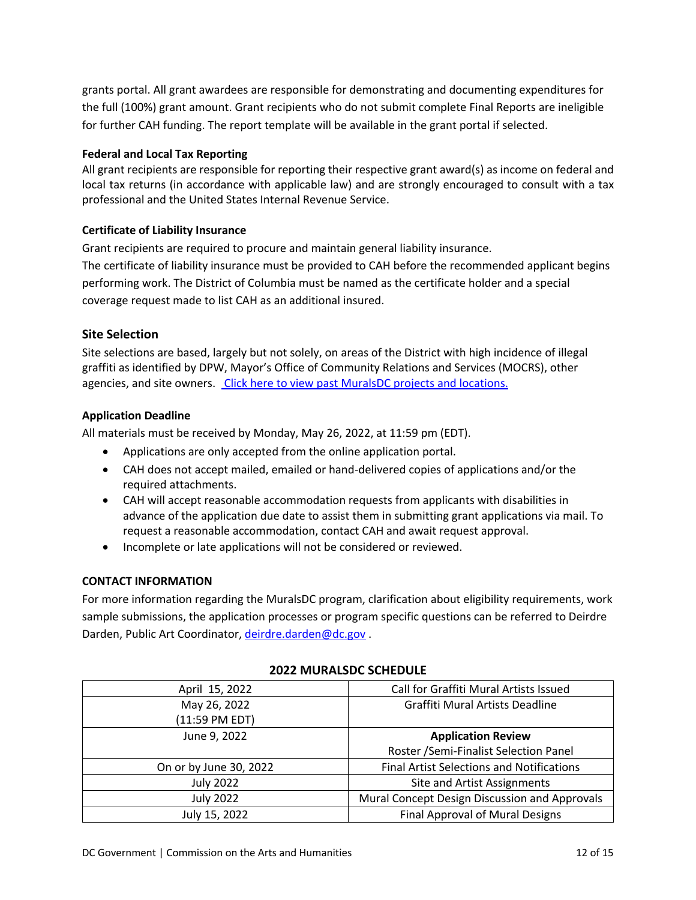grants portal. All grant awardees are responsible for demonstrating and documenting expenditures for the full (100%) grant amount. Grant recipients who do not submit complete Final Reports are ineligible for further CAH funding. The report template will be available in the grant portal if selected.

**Federal and Local Tax Reporting**

All grant recipients are responsible for reporting their respective grant award(s) as income on federal and local tax returns (in accordance with applicable law) and are strongly encouraged to consult with a tax professional and the United States Internal Revenue Service.

**Certificate of Liability Insurance**

Grant recipients are required to procure and maintain general liability insurance.
The certificate of liability insurance must be provided to CAH before the recommended applicant begins performing work. The District of Columbia must be named as the certificate holder and a special coverage request made to list CAH as an additional insured.

### Site Selection

Site selections are based, largely but not solely, on areas of the District with high incidence of illegal graffiti as identified by DPW, Mayor's Office of Community Relations and Services (MOCRS), other agencies, and site owners. Click here to view past MuralsDC projects and locations.

**Application Deadline**

All materials must be received by Monday, May 26, 2022, at 11:59 pm (EDT).

- Applications are only accepted from the online application portal.
- CAH does not accept mailed, emailed or hand-delivered copies of applications and/or the required attachments.
- CAH will accept reasonable accommodation requests from applicants with disabilities in advance of the application due date to assist them in submitting grant applications via mail. To request a reasonable accommodation, contact CAH and await request approval.
- Incomplete or late applications will not be considered or reviewed.

**CONTACT INFORMATION**

For more information regarding the MuralsDC program, clarification about eligibility requirements, work sample submissions, the application processes or program specific questions can be referred to Deirdre Darden, Public Art Coordinator, deirdre.darden@dc.gov .

**2022 MURALSDC SCHEDULE**

| Date | Activity |
|---|---|
| April 15, 2022 | Call for Graffiti Mural Artists Issued |
| May 26, 2022 (11:59 PM EDT) | Graffiti Mural Artists Deadline |
| June 9, 2022 | **Application Review** Roster /Semi-Finalist Selection Panel |
| On or by June 30, 2022 | Final Artist Selections and Notifications |
| July 2022 | Site and Artist Assignments |
| July 2022 | Mural Concept Design Discussion and Approvals |
| July 15, 2022 | Final Approval of Mural Designs |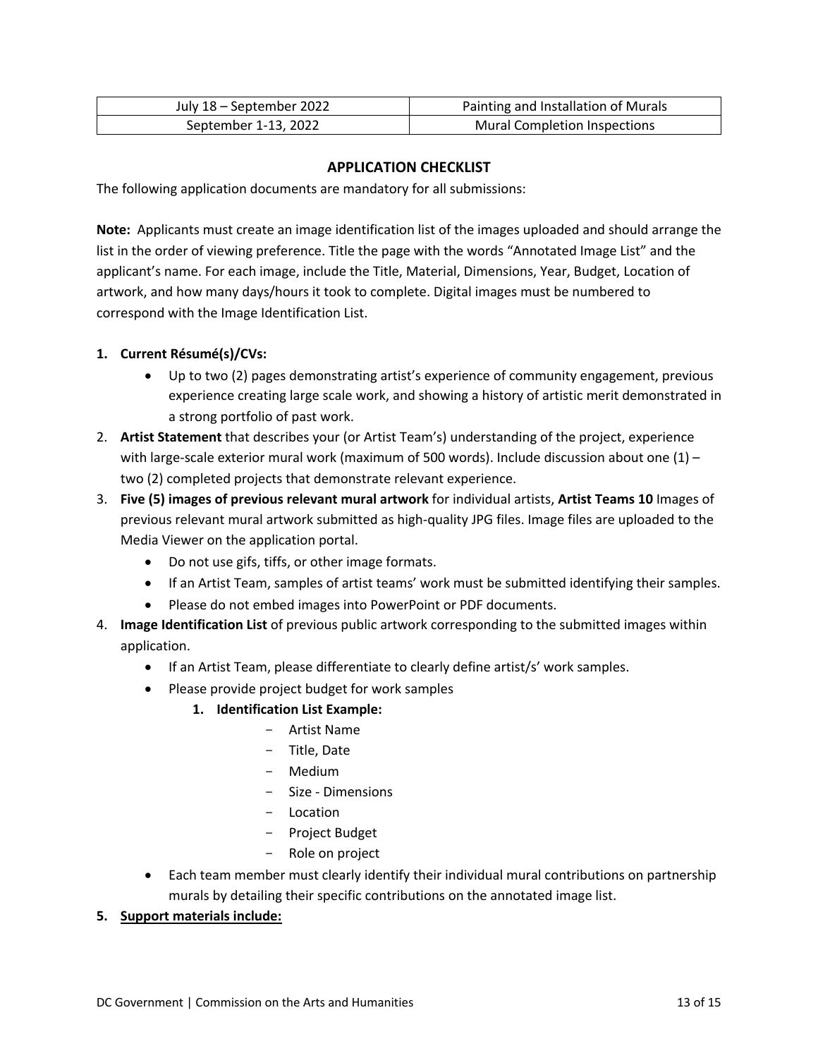| July 18 – September 2022 | Painting and Installation of Murals |
|---|---|
| September 1-13, 2022 | Mural Completion Inspections |

## APPLICATION CHECKLIST

The following application documents are mandatory for all submissions:

**Note:** Applicants must create an image identification list of the images uploaded and should arrange the list in the order of viewing preference. Title the page with the words "Annotated Image List" and the applicant's name. For each image, include the Title, Material, Dimensions, Year, Budget, Location of artwork, and how many days/hours it took to complete. Digital images must be numbered to correspond with the Image Identification List.

1. **Current Résumé(s)/CVs:**
   - Up to two (2) pages demonstrating artist's experience of community engagement, previous experience creating large scale work, and showing a history of artistic merit demonstrated in a strong portfolio of past work.
2. **Artist Statement** that describes your (or Artist Team's) understanding of the project, experience with large-scale exterior mural work (maximum of 500 words). Include discussion about one (1) – two (2) completed projects that demonstrate relevant experience.
3. **Five (5) images of previous relevant mural artwork** for individual artists, **Artist Teams 10** Images of previous relevant mural artwork submitted as high-quality JPG files. Image files are uploaded to the Media Viewer on the application portal.
   - Do not use gifs, tiffs, or other image formats.
   - If an Artist Team, samples of artist teams' work must be submitted identifying their samples.
   - Please do not embed images into PowerPoint or PDF documents.
4. **Image Identification List** of previous public artwork corresponding to the submitted images within application.
   - If an Artist Team, please differentiate to clearly define artist/s' work samples.
   - Please provide project budget for work samples
     1. **Identification List Example:**
        - Artist Name
        - Title, Date
        - Medium
        - Size - Dimensions
        - Location
        - Project Budget
        - Role on project
   - Each team member must clearly identify their individual mural contributions on partnership murals by detailing their specific contributions on the annotated image list.
5. **<u>Support materials include:</u>**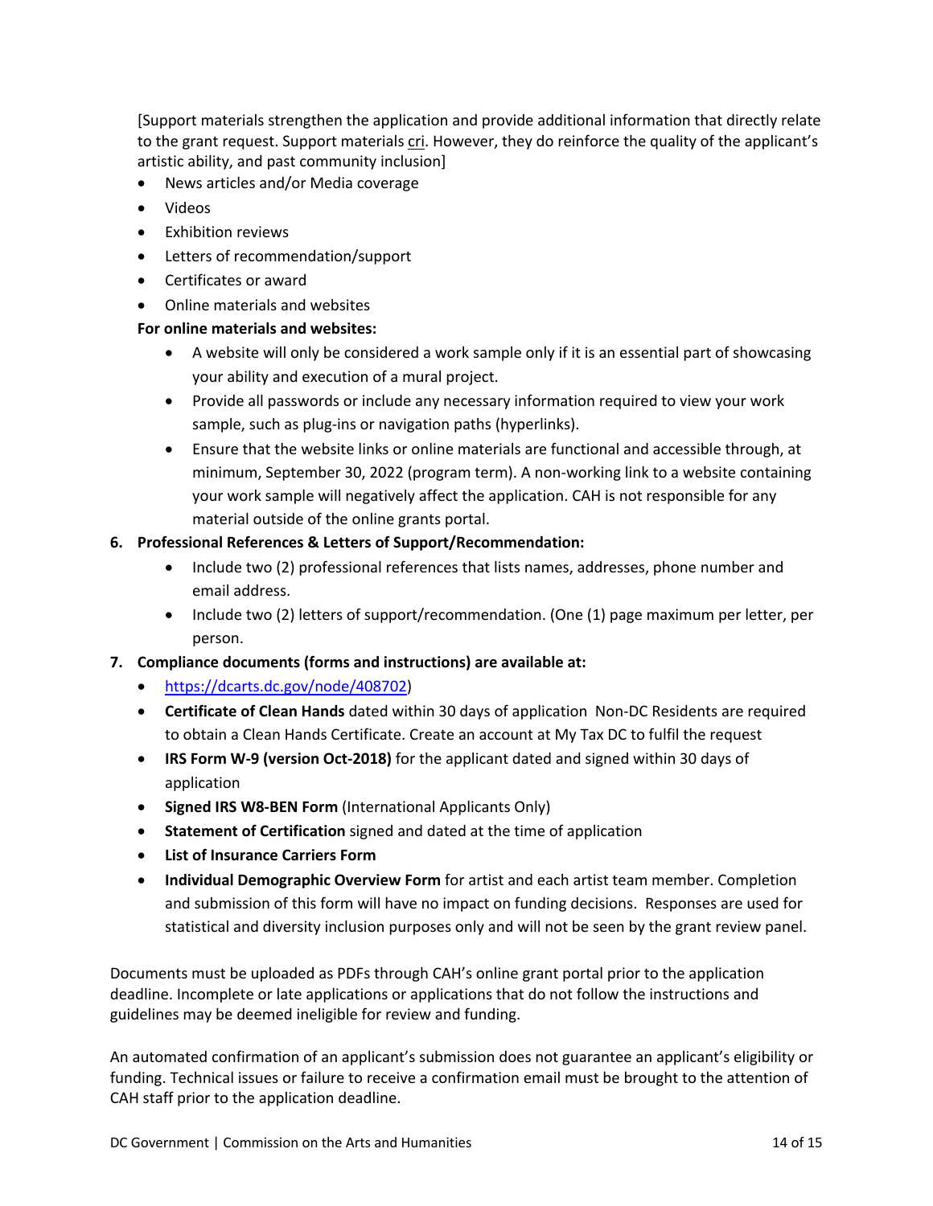[Support materials strengthen the application and provide additional information that directly relate to the grant request. Support materials cri. However, they do reinforce the quality of the applicant's artistic ability, and past community inclusion]

- News articles and/or Media coverage
- Videos
- Exhibition reviews
- Letters of recommendation/support
- Certificates or award
- Online materials and websites

**For online materials and websites:**

- A website will only be considered a work sample only if it is an essential part of showcasing your ability and execution of a mural project.
- Provide all passwords or include any necessary information required to view your work sample, such as plug-ins or navigation paths (hyperlinks).
- Ensure that the website links or online materials are functional and accessible through, at minimum, September 30, 2022 (program term). A non-working link to a website containing your work sample will negatively affect the application. CAH is not responsible for any material outside of the online grants portal.

6. **Professional References & Letters of Support/Recommendation:**
   - Include two (2) professional references that lists names, addresses, phone number and email address.
   - Include two (2) letters of support/recommendation. (One (1) page maximum per letter, per person.
7. **Compliance documents (forms and instructions) are available at:**
   - https://dcarts.dc.gov/node/408702)
   - **Certificate of Clean Hands** dated within 30 days of application Non-DC Residents are required to obtain a Clean Hands Certificate. Create an account at My Tax DC to fulfil the request
   - **IRS Form W-9 (version Oct-2018)** for the applicant dated and signed within 30 days of application
   - **Signed IRS W8-BEN Form** (International Applicants Only)
   - **Statement of Certification** signed and dated at the time of application
   - **List of Insurance Carriers Form**
   - **Individual Demographic Overview Form** for artist and each artist team member. Completion and submission of this form will have no impact on funding decisions. Responses are used for statistical and diversity inclusion purposes only and will not be seen by the grant review panel.

Documents must be uploaded as PDFs through CAH's online grant portal prior to the application deadline. Incomplete or late applications or applications that do not follow the instructions and guidelines may be deemed ineligible for review and funding.

An automated confirmation of an applicant's submission does not guarantee an applicant's eligibility or funding. Technical issues or failure to receive a confirmation email must be brought to the attention of CAH staff prior to the application deadline.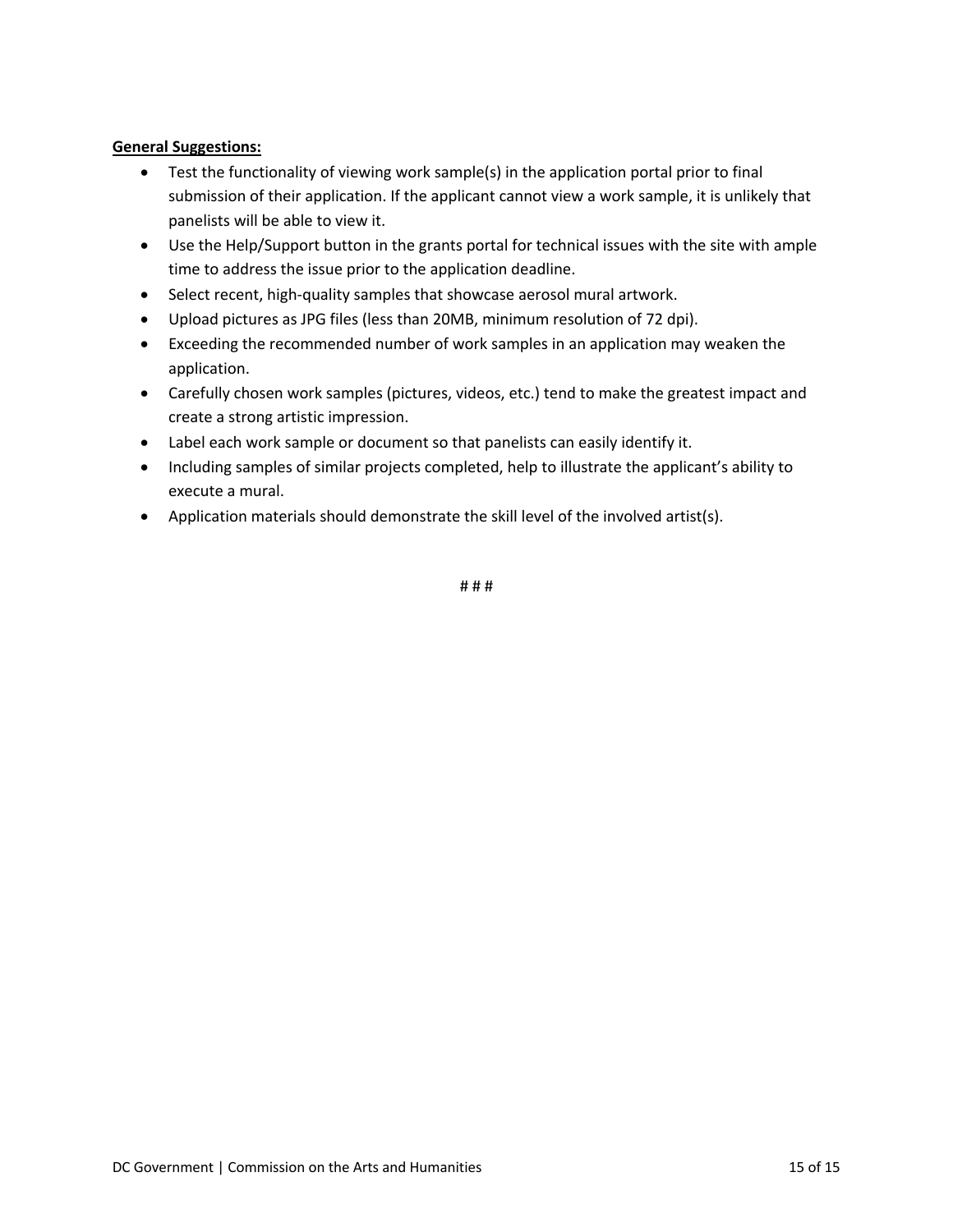**General Suggestions:**

- Test the functionality of viewing work sample(s) in the application portal prior to final submission of their application. If the applicant cannot view a work sample, it is unlikely that panelists will be able to view it.
- Use the Help/Support button in the grants portal for technical issues with the site with ample time to address the issue prior to the application deadline.
- Select recent, high-quality samples that showcase aerosol mural artwork.
- Upload pictures as JPG files (less than 20MB, minimum resolution of 72 dpi).
- Exceeding the recommended number of work samples in an application may weaken the application.
- Carefully chosen work samples (pictures, videos, etc.) tend to make the greatest impact and create a strong artistic impression.
- Label each work sample or document so that panelists can easily identify it.
- Including samples of similar projects completed, help to illustrate the applicant's ability to execute a mural.
- Application materials should demonstrate the skill level of the involved artist(s).

# # #